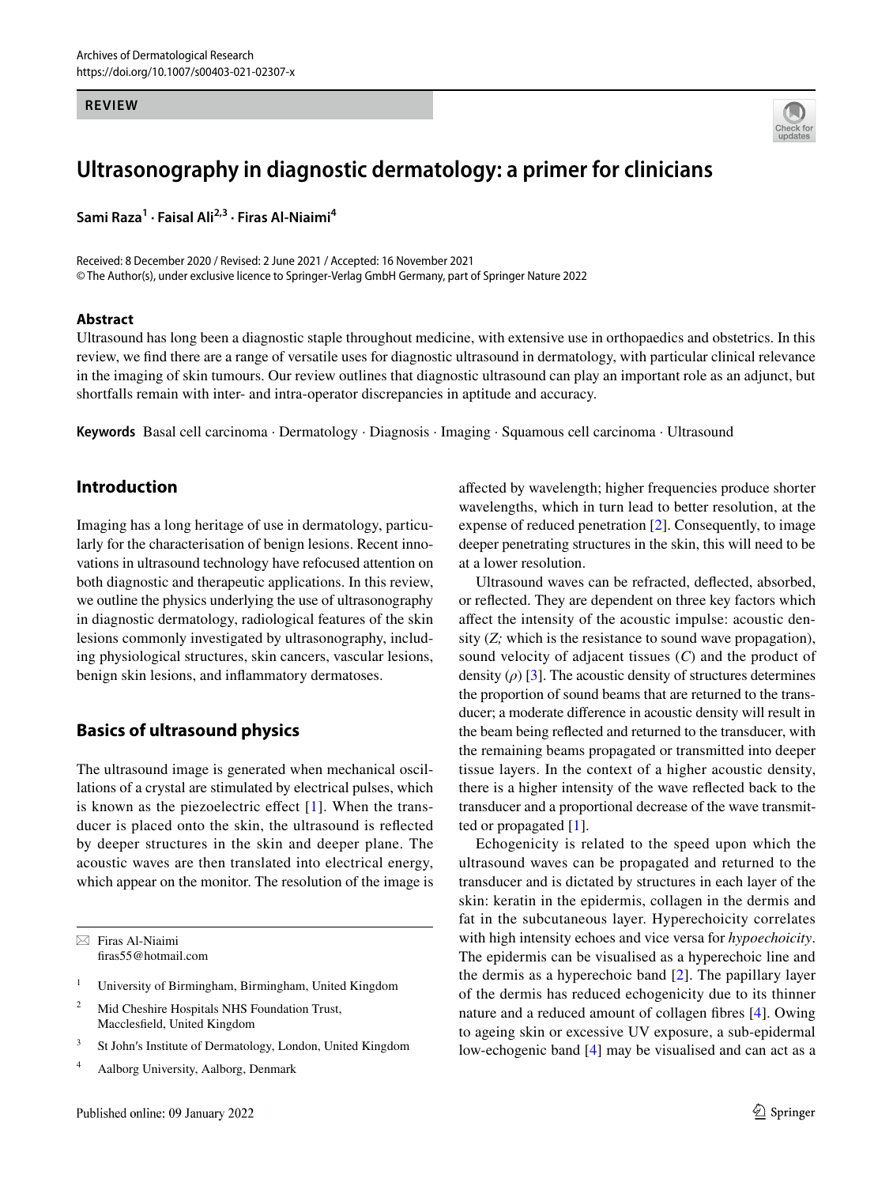REVIEW

# Ultrasonography in diagnostic dermatology: a primer for clinicians

**Sami Raza[1] · Faisal Ali[2,3] · Firas Al-Niaimi[4]**

Received: 8 December 2020 / Revised: 2 June 2021 / Accepted: 16 November 2021
© The Author(s), under exclusive licence to Springer-Verlag GmbH Germany, part of Springer Nature 2022

## Abstract

Ultrasound has long been a diagnostic staple throughout medicine, with extensive use in orthopaedics and obstetrics. In this review, we find there are a range of versatile uses for diagnostic ultrasound in dermatology, with particular clinical relevance in the imaging of skin tumours. Our review outlines that diagnostic ultrasound can play an important role as an adjunct, but shortfalls remain with inter- and intra-operator discrepancies in aptitude and accuracy.

**Keywords** Basal cell carcinoma · Dermatology · Diagnosis · Imaging · Squamous cell carcinoma · Ultrasound

## Introduction

Imaging has a long heritage of use in dermatology, particularly for the characterisation of benign lesions. Recent innovations in ultrasound technology have refocused attention on both diagnostic and therapeutic applications. In this review, we outline the physics underlying the use of ultrasonography in diagnostic dermatology, radiological features of the skin lesions commonly investigated by ultrasonography, including physiological structures, skin cancers, vascular lesions, benign skin lesions, and inflammatory dermatoses.

## Basics of ultrasound physics

The ultrasound image is generated when mechanical oscillations of a crystal are stimulated by electrical pulses, which is known as the piezoelectric effect [1]. When the transducer is placed onto the skin, the ultrasound is reflected by deeper structures in the skin and deeper plane. The acoustic waves are then translated into electrical energy, which appear on the monitor. The resolution of the image is affected by wavelength; higher frequencies produce shorter wavelengths, which in turn lead to better resolution, at the expense of reduced penetration [2]. Consequently, to image deeper penetrating structures in the skin, this will need to be at a lower resolution.

Ultrasound waves can be refracted, deflected, absorbed, or reflected. They are dependent on three key factors which affect the intensity of the acoustic impulse: acoustic density ($Z$; which is the resistance to sound wave propagation), sound velocity of adjacent tissues ($C$) and the product of density ($\rho$) [3]. The acoustic density of structures determines the proportion of sound beams that are returned to the transducer; a moderate difference in acoustic density will result in the beam being reflected and returned to the transducer, with the remaining beams propagated or transmitted into deeper tissue layers. In the context of a higher acoustic density, there is a higher intensity of the wave reflected back to the transducer and a proportional decrease of the wave transmitted or propagated [1].

Echogenicity is related to the speed upon which the ultrasound waves can be propagated and returned to the transducer and is dictated by structures in each layer of the skin: keratin in the epidermis, collagen in the dermis and fat in the subcutaneous layer. Hyperechoicity correlates with high intensity echoes and vice versa for *hypoechoicity*. The epidermis can be visualised as a hyperechoic line and the dermis as a hyperechoic band [2]. The papillary layer of the dermis has reduced echogenicity due to its thinner nature and a reduced amount of collagen fibres [4]. Owing to ageing skin or excessive UV exposure, a sub-epidermal low-echogenic band [4] may be visualised and can act as a

---

✉ Firas Al-Niaimi
firas55@hotmail.com

1 University of Birmingham, Birmingham, United Kingdom

2 Mid Cheshire Hospitals NHS Foundation Trust, Macclesfield, United Kingdom

3 St John's Institute of Dermatology, London, United Kingdom

4 Aalborg University, Aalborg, Denmark

Published online: 09 January 2022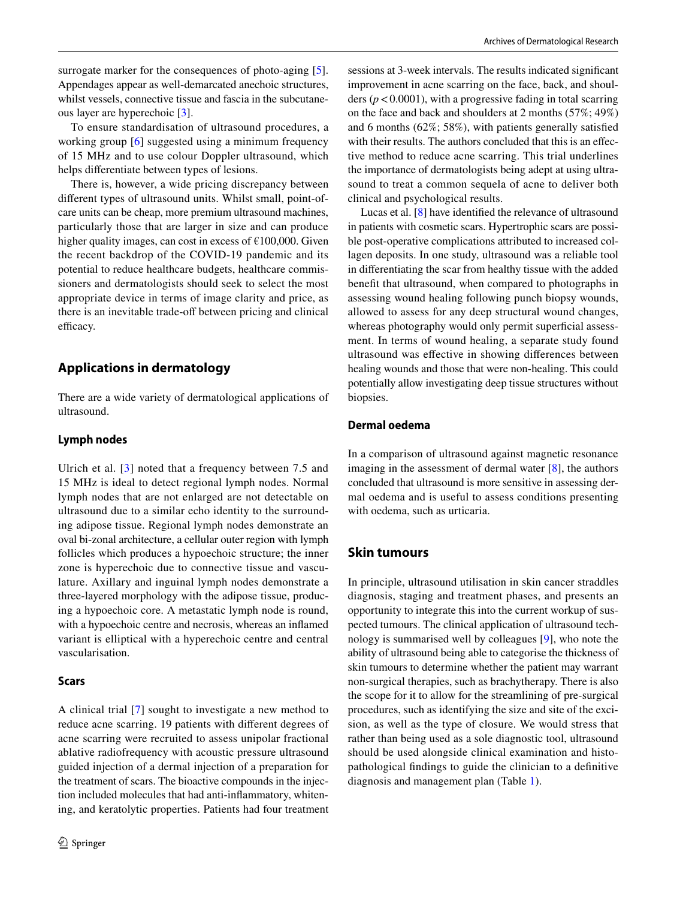surrogate marker for the consequences of photo-aging [5]. Appendages appear as well-demarcated anechoic structures, whilst vessels, connective tissue and fascia in the subcutaneous layer are hyperechoic [3].

To ensure standardisation of ultrasound procedures, a working group [6] suggested using a minimum frequency of 15 MHz and to use colour Doppler ultrasound, which helps differentiate between types of lesions.

There is, however, a wide pricing discrepancy between different types of ultrasound units. Whilst small, point-of-care units can be cheap, more premium ultrasound machines, particularly those that are larger in size and can produce higher quality images, can cost in excess of €100,000. Given the recent backdrop of the COVID-19 pandemic and its potential to reduce healthcare budgets, healthcare commissioners and dermatologists should seek to select the most appropriate device in terms of image clarity and price, as there is an inevitable trade-off between pricing and clinical efficacy.

## Applications in dermatology

There are a wide variety of dermatological applications of ultrasound.

### Lymph nodes

Ulrich et al. [3] noted that a frequency between 7.5 and 15 MHz is ideal to detect regional lymph nodes. Normal lymph nodes that are not enlarged are not detectable on ultrasound due to a similar echo identity to the surrounding adipose tissue. Regional lymph nodes demonstrate an oval bi-zonal architecture, a cellular outer region with lymph follicles which produces a hypoechoic structure; the inner zone is hyperechoic due to connective tissue and vasculature. Axillary and inguinal lymph nodes demonstrate a three-layered morphology with the adipose tissue, producing a hypoechoic core. A metastatic lymph node is round, with a hypoechoic centre and necrosis, whereas an inflamed variant is elliptical with a hyperechoic centre and central vascularisation.

### Scars

A clinical trial [7] sought to investigate a new method to reduce acne scarring. 19 patients with different degrees of acne scarring were recruited to assess unipolar fractional ablative radiofrequency with acoustic pressure ultrasound guided injection of a dermal injection of a preparation for the treatment of scars. The bioactive compounds in the injection included molecules that had anti-inflammatory, whitening, and keratolytic properties. Patients had four treatment sessions at 3-week intervals. The results indicated significant improvement in acne scarring on the face, back, and shoulders ($p < 0.0001$), with a progressive fading in total scarring on the face and back and shoulders at 2 months (57%; 49%) and 6 months (62%; 58%), with patients generally satisfied with their results. The authors concluded that this is an effective method to reduce acne scarring. This trial underlines the importance of dermatologists being adept at using ultrasound to treat a common sequela of acne to deliver both clinical and psychological results.

Lucas et al. [8] have identified the relevance of ultrasound in patients with cosmetic scars. Hypertrophic scars are possible post-operative complications attributed to increased collagen deposits. In one study, ultrasound was a reliable tool in differentiating the scar from healthy tissue with the added benefit that ultrasound, when compared to photographs in assessing wound healing following punch biopsy wounds, allowed to assess for any deep structural wound changes, whereas photography would only permit superficial assessment. In terms of wound healing, a separate study found ultrasound was effective in showing differences between healing wounds and those that were non-healing. This could potentially allow investigating deep tissue structures without biopsies.

### Dermal oedema

In a comparison of ultrasound against magnetic resonance imaging in the assessment of dermal water [8], the authors concluded that ultrasound is more sensitive in assessing dermal oedema and is useful to assess conditions presenting with oedema, such as urticaria.

## Skin tumours

In principle, ultrasound utilisation in skin cancer straddles diagnosis, staging and treatment phases, and presents an opportunity to integrate this into the current workup of suspected tumours. The clinical application of ultrasound technology is summarised well by colleagues [9], who note the ability of ultrasound being able to categorise the thickness of skin tumours to determine whether the patient may warrant non-surgical therapies, such as brachytherapy. There is also the scope for it to allow for the streamlining of pre-surgical procedures, such as identifying the size and site of the excision, as well as the type of closure. We would stress that rather than being used as a sole diagnostic tool, ultrasound should be used alongside clinical examination and histopathological findings to guide the clinician to a definitive diagnosis and management plan (Table 1).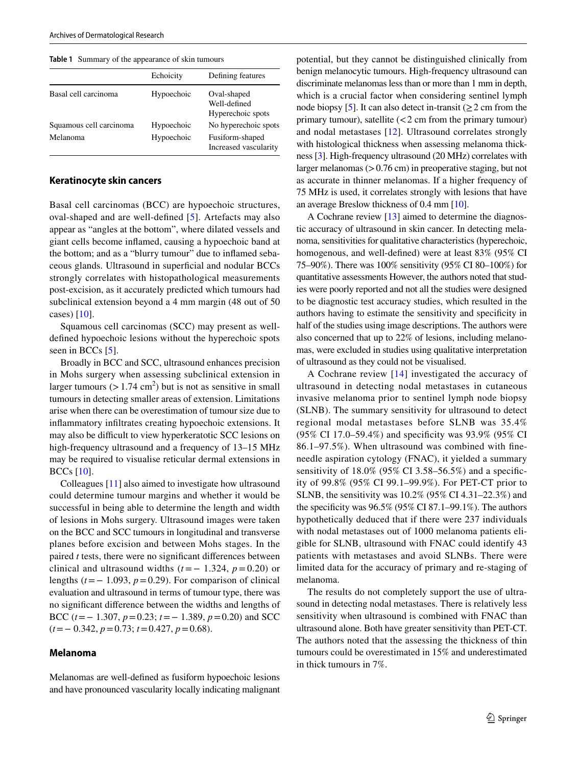Table 1 Summary of the appearance of skin tumours

| | Echoicity | Defining features |
|---|---|---|
| Basal cell carcinoma | Hypoechoic | Oval-shaped<br>Well-defined<br>Hyperechoic spots |
| Squamous cell carcinoma | Hypoechoic | No hyperechoic spots |
| Melanoma | Hypoechoic | Fusiform-shaped<br>Increased vascularity |

## Keratinocyte skin cancers

Basal cell carcinomas (BCC) are hypoechoic structures, oval-shaped and are well-defined [5]. Artefacts may also appear as "angles at the bottom", where dilated vessels and giant cells become inflamed, causing a hypoechoic band at the bottom; and as a "blurry tumour" due to inflamed sebaceous glands. Ultrasound in superficial and nodular BCCs strongly correlates with histopathological measurements post-excision, as it accurately predicted which tumours had subclinical extension beyond a 4 mm margin (48 out of 50 cases) [10].

Squamous cell carcinomas (SCC) may present as well-defined hypoechoic lesions without the hyperechoic spots seen in BCCs [5].

Broadly in BCC and SCC, ultrasound enhances precision in Mohs surgery when assessing subclinical extension in larger tumours (> 1.74 $cm^2$) but is not as sensitive in small tumours in detecting smaller areas of extension. Limitations arise when there can be overestimation of tumour size due to inflammatory infiltrates creating hypoechoic extensions. It may also be difficult to view hyperkeratotic SCC lesions on high-frequency ultrasound and a frequency of 13–15 MHz may be required to visualise reticular dermal extensions in BCCs [10].

Colleagues [11] also aimed to investigate how ultrasound could determine tumour margins and whether it would be successful in being able to determine the length and width of lesions in Mohs surgery. Ultrasound images were taken on the BCC and SCC tumours in longitudinal and transverse planes before excision and between Mohs stages. In the paired *t* tests, there were no significant differences between clinical and ultrasound widths ($t = -1.324$, $p = 0.20$) or lengths ($t = -1.093$, $p = 0.29$). For comparison of clinical evaluation and ultrasound in terms of tumour type, there was no significant difference between the widths and lengths of BCC ($t = -1.307$, $p = 0.23$; $t = -1.389$, $p = 0.20$) and SCC ($t = -0.342$, $p = 0.73$; $t = 0.427$, $p = 0.68$).

## Melanoma

Melanomas are well-defined as fusiform hypoechoic lesions and have pronounced vascularity locally indicating malignant potential, but they cannot be distinguished clinically from benign melanocytic tumours. High-frequency ultrasound can discriminate melanomas less than or more than 1 mm in depth, which is a crucial factor when considering sentinel lymph node biopsy [5]. It can also detect in-transit (≥ 2 cm from the primary tumour), satellite (< 2 cm from the primary tumour) and nodal metastases [12]. Ultrasound correlates strongly with histological thickness when assessing melanoma thickness [3]. High-frequency ultrasound (20 MHz) correlates with larger melanomas (> 0.76 cm) in preoperative staging, but not as accurate in thinner melanomas. If a higher frequency of 75 MHz is used, it correlates strongly with lesions that have an average Breslow thickness of 0.4 mm [10].

A Cochrane review [13] aimed to determine the diagnostic accuracy of ultrasound in skin cancer. In detecting melanoma, sensitivities for qualitative characteristics (hyperechoic, homogenous, and well-defined) were at least 83% (95% CI 75–90%). There was 100% sensitivity (95% CI 80–100%) for quantitative assessments However, the authors noted that studies were poorly reported and not all the studies were designed to be diagnostic test accuracy studies, which resulted in the authors having to estimate the sensitivity and specificity in half of the studies using image descriptions. The authors were also concerned that up to 22% of lesions, including melanomas, were excluded in studies using qualitative interpretation of ultrasound as they could not be visualised.

A Cochrane review [14] investigated the accuracy of ultrasound in detecting nodal metastases in cutaneous invasive melanoma prior to sentinel lymph node biopsy (SLNB). The summary sensitivity for ultrasound to detect regional modal metastases before SLNB was 35.4% (95% CI 17.0–59.4%) and specificity was 93.9% (95% CI 86.1–97.5%). When ultrasound was combined with fine-needle aspiration cytology (FNAC), it yielded a summary sensitivity of 18.0% (95% CI 3.58–56.5%) and a specificity of 99.8% (95% CI 99.1–99.9%). For PET-CT prior to SLNB, the sensitivity was 10.2% (95% CI 4.31–22.3%) and the specificity was 96.5% (95% CI 87.1–99.1%). The authors hypothetically deduced that if there were 237 individuals with nodal metastases out of 1000 melanoma patients eligible for SLNB, ultrasound with FNAC could identify 43 patients with metastases and avoid SLNBs. There were limited data for the accuracy of primary and re-staging of melanoma.

The results do not completely support the use of ultrasound in detecting nodal metastases. There is relatively less sensitivity when ultrasound is combined with FNAC than ultrasound alone. Both have greater sensitivity than PET-CT. The authors noted that the assessing the thickness of thin tumours could be overestimated in 15% and underestimated in thick tumours in 7%.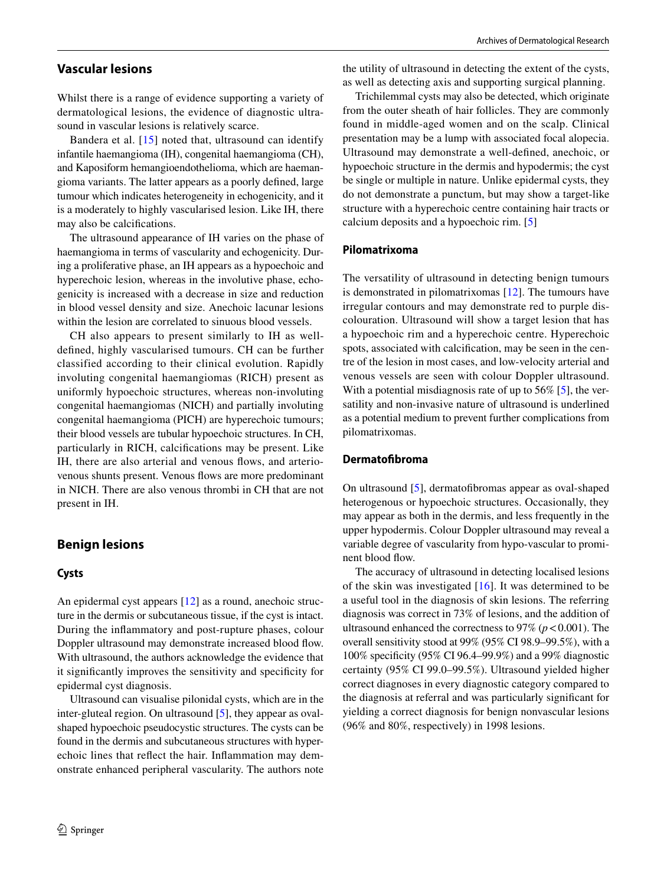## Vascular lesions

Whilst there is a range of evidence supporting a variety of dermatological lesions, the evidence of diagnostic ultrasound in vascular lesions is relatively scarce.

Bandera et al. [15] noted that, ultrasound can identify infantile haemangioma (IH), congenital haemangioma (CH), and Kaposiform hemangioendothelioma, which are haemangioma variants. The latter appears as a poorly defined, large tumour which indicates heterogeneity in echogenicity, and it is a moderately to highly vascularised lesion. Like IH, there may also be calcifications.

The ultrasound appearance of IH varies on the phase of haemangioma in terms of vascularity and echogenicity. During a proliferative phase, an IH appears as a hypoechoic and hyperechoic lesion, whereas in the involutive phase, echogenicity is increased with a decrease in size and reduction in blood vessel density and size. Anechoic lacunar lesions within the lesion are correlated to sinuous blood vessels.

CH also appears to present similarly to IH as well-defined, highly vascularised tumours. CH can be further classified according to their clinical evolution. Rapidly involuting congenital haemangiomas (RICH) present as uniformly hypoechoic structures, whereas non-involuting congenital haemangiomas (NICH) and partially involuting congenital haemangioma (PICH) are hyperechoic tumours; their blood vessels are tubular hypoechoic structures. In CH, particularly in RICH, calcifications may be present. Like IH, there are also arterial and venous flows, and arteriovenous shunts present. Venous flows are more predominant in NICH. There are also venous thrombi in CH that are not present in IH.

## Benign lesions

### Cysts

An epidermal cyst appears [12] as a round, anechoic structure in the dermis or subcutaneous tissue, if the cyst is intact. During the inflammatory and post-rupture phases, colour Doppler ultrasound may demonstrate increased blood flow. With ultrasound, the authors acknowledge the evidence that it significantly improves the sensitivity and specificity for epidermal cyst diagnosis.

Ultrasound can visualise pilonidal cysts, which are in the inter-gluteal region. On ultrasound [5], they appear as oval-shaped hypoechoic pseudocystic structures. The cysts can be found in the dermis and subcutaneous structures with hyperechoic lines that reflect the hair. Inflammation may demonstrate enhanced peripheral vascularity. The authors note the utility of ultrasound in detecting the extent of the cysts, as well as detecting axis and supporting surgical planning.

Trichilemmal cysts may also be detected, which originate from the outer sheath of hair follicles. They are commonly found in middle-aged women and on the scalp. Clinical presentation may be a lump with associated focal alopecia. Ultrasound may demonstrate a well-defined, anechoic, or hypoechoic structure in the dermis and hypodermis; the cyst be single or multiple in nature. Unlike epidermal cysts, they do not demonstrate a punctum, but may show a target-like structure with a hyperechoic centre containing hair tracts or calcium deposits and a hypoechoic rim. [5]

### Pilomatrixoma

The versatility of ultrasound in detecting benign tumours is demonstrated in pilomatrixomas [12]. The tumours have irregular contours and may demonstrate red to purple discolouration. Ultrasound will show a target lesion that has a hypoechoic rim and a hyperechoic centre. Hyperechoic spots, associated with calcification, may be seen in the centre of the lesion in most cases, and low-velocity arterial and venous vessels are seen with colour Doppler ultrasound. With a potential misdiagnosis rate of up to 56% [5], the versatility and non-invasive nature of ultrasound is underlined as a potential medium to prevent further complications from pilomatrixomas.

### Dermatofibroma

On ultrasound [5], dermatofibromas appear as oval-shaped heterogenous or hypoechoic structures. Occasionally, they may appear as both in the dermis, and less frequently in the upper hypodermis. Colour Doppler ultrasound may reveal a variable degree of vascularity from hypo-vascular to prominent blood flow.

The accuracy of ultrasound in detecting localised lesions of the skin was investigated [16]. It was determined to be a useful tool in the diagnosis of skin lesions. The referring diagnosis was correct in 73% of lesions, and the addition of ultrasound enhanced the correctness to 97% ($p < 0.001$). The overall sensitivity stood at 99% (95% CI 98.9–99.5%), with a 100% specificity (95% CI 96.4–99.9%) and a 99% diagnostic certainty (95% CI 99.0–99.5%). Ultrasound yielded higher correct diagnoses in every diagnostic category compared to the diagnosis at referral and was particularly significant for yielding a correct diagnosis for benign nonvascular lesions (96% and 80%, respectively) in 1998 lesions.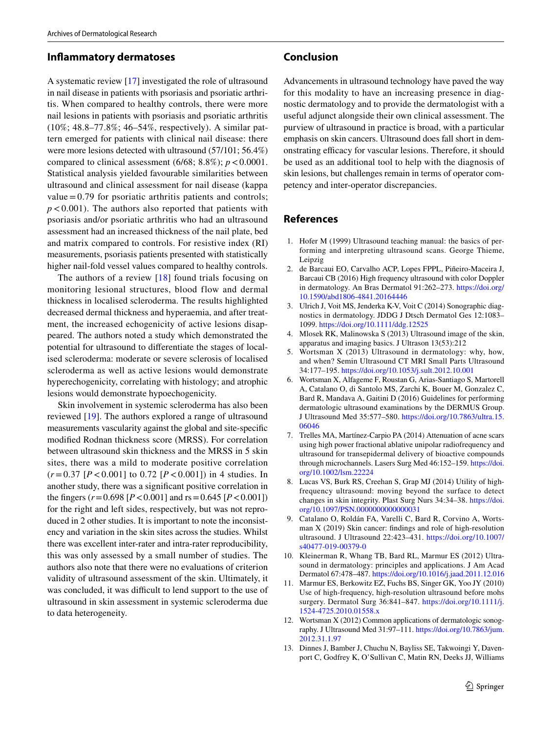## Inflammatory dermatoses

A systematic review [17] investigated the role of ultrasound in nail disease in patients with psoriasis and psoriatic arthritis. When compared to healthy controls, there were more nail lesions in patients with psoriasis and psoriatic arthritis (10%; 48.8–77.8%; 46–54%, respectively). A similar pattern emerged for patients with clinical nail disease: there were more lesions detected with ultrasound (57/101; 56.4%) compared to clinical assessment (6/68; 8.8%); $p < 0.0001$. Statistical analysis yielded favourable similarities between ultrasound and clinical assessment for nail disease (kappa value = 0.79 for psoriatic arthritis patients and controls; $p < 0.001$). The authors also reported that patients with psoriasis and/or psoriatic arthritis who had an ultrasound assessment had an increased thickness of the nail plate, bed and matrix compared to controls. For resistive index (RI) measurements, psoriasis patients presented with statistically higher nail-fold vessel values compared to healthy controls.

The authors of a review [18] found trials focusing on monitoring lesional structures, blood flow and dermal thickness in localised scleroderma. The results highlighted decreased dermal thickness and hyperaemia, and after treatment, the increased echogenicity of active lesions disappeared. The authors noted a study which demonstrated the potential for ultrasound to differentiate the stages of localised scleroderma: moderate or severe sclerosis of localised scleroderma as well as active lesions would demonstrate hyperechogenicity, correlating with histology; and atrophic lesions would demonstrate hypoechogenicity.

Skin involvement in systemic scleroderma has also been reviewed [19]. The authors explored a range of ultrasound measurements vascularity against the global and site-specific modified Rodnan thickness score (MRSS). For correlation between ultrasound skin thickness and the MRSS in 5 skin sites, there was a mild to moderate positive correlation ($r = 0.37$ [$P < 0.001$] to 0.72 [$P < 0.001$]) in 4 studies. In another study, there was a significant positive correlation in the fingers ($r = 0.698$ [$P < 0.001$] and rs = 0.645 [$P < 0.001$]) for the right and left sides, respectively, but was not reproduced in 2 other studies. It is important to note the inconsistency and variation in the skin sites across the studies. Whilst there was excellent inter-rater and intra-rater reproducibility, this was only assessed by a small number of studies. The authors also note that there were no evaluations of criterion validity of ultrasound assessment of the skin. Ultimately, it was concluded, it was difficult to lend support to the use of ultrasound in skin assessment in systemic scleroderma due to data heterogeneity.

## Conclusion

Advancements in ultrasound technology have paved the way for this modality to have an increasing presence in diagnostic dermatology and to provide the dermatologist with a useful adjunct alongside their own clinical assessment. The purview of ultrasound in practice is broad, with a particular emphasis on skin cancers. Ultrasound does fall short in demonstrating efficacy for vascular lesions. Therefore, it should be used as an additional tool to help with the diagnosis of skin lesions, but challenges remain in terms of operator competency and inter-operator discrepancies.

## References

1. Hofer M (1999) Ultrasound teaching manual: the basics of performing and interpreting ultrasound scans. George Thieme, Leipzig
2. de Barcaui EO, Carvalho ACP, Lopes FPPL, Piñeiro-Maceira J, Barcaui CB (2016) High frequency ultrasound with color Doppler in dermatology. An Bras Dermatol 91:262–273. https://doi.org/10.1590/abd1806-4841.20164446
3. Ulrich J, Voit MS, Jenderka K-V, Voit C (2014) Sonographic diagnostics in dermatology. JDDG J Dtsch Dermatol Ges 12:1083–1099. https://doi.org/10.1111/ddg.12525
4. Mlosek RK, Malinowska S (2013) Ultrasound image of the skin, apparatus and imaging basics. J Ultrason 13(53):212
5. Wortsman X (2013) Ultrasound in dermatology: why, how, and when? Semin Ultrasound CT MRI Small Parts Ultrasound 34:177–195. https://doi.org/10.1053/j.sult.2012.10.001
6. Wortsman X, Alfageme F, Roustan G, Arias-Santiago S, Martorell A, Catalano O, di Santolo MS, Zarchi K, Bouer M, Gonzalez C, Bard R, Mandava A, Gaitini D (2016) Guidelines for performing dermatologic ultrasound examinations by the DERMUS Group. J Ultrasound Med 35:577–580. https://doi.org/10.7863/ultra.15.06046
7. Trelles MA, Martínez-Carpio PA (2014) Attenuation of acne scars using high power fractional ablative unipolar radiofrequency and ultrasound for transepidermal delivery of bioactive compounds through microchannels. Lasers Surg Med 46:152–159. https://doi.org/10.1002/lsm.22224
8. Lucas VS, Burk RS, Creehan S, Grap MJ (2014) Utility of high-frequency ultrasound: moving beyond the surface to detect changes in skin integrity. Plast Surg Nurs 34:34–38. https://doi.org/10.1097/PSN.0000000000000031
9. Catalano O, Roldán FA, Varelli C, Bard R, Corvino A, Wortsman X (2019) Skin cancer: findings and role of high-resolution ultrasound. J Ultrasound 22:423–431. https://doi.org/10.1007/s40477-019-00379-0
10. Kleinerman R, Whang TB, Bard RL, Marmur ES (2012) Ultrasound in dermatology: principles and applications. J Am Acad Dermatol 67:478–487. https://doi.org/10.1016/j.jaad.2011.12.016
11. Marmur ES, Berkowitz EZ, Fuchs BS, Singer GK, Yoo JY (2010) Use of high-frequency, high-resolution ultrasound before mohs surgery. Dermatol Surg 36:841–847. https://doi.org/10.1111/j.1524-4725.2010.01558.x
12. Wortsman X (2012) Common applications of dermatologic sonography. J Ultrasound Med 31:97–111. https://doi.org/10.7863/jum.2012.31.1.97
13. Dinnes J, Bamber J, Chuchu N, Bayliss SE, Takwoingi Y, Davenport C, Godfrey K, O'Sullivan C, Matin RN, Deeks JJ, Williams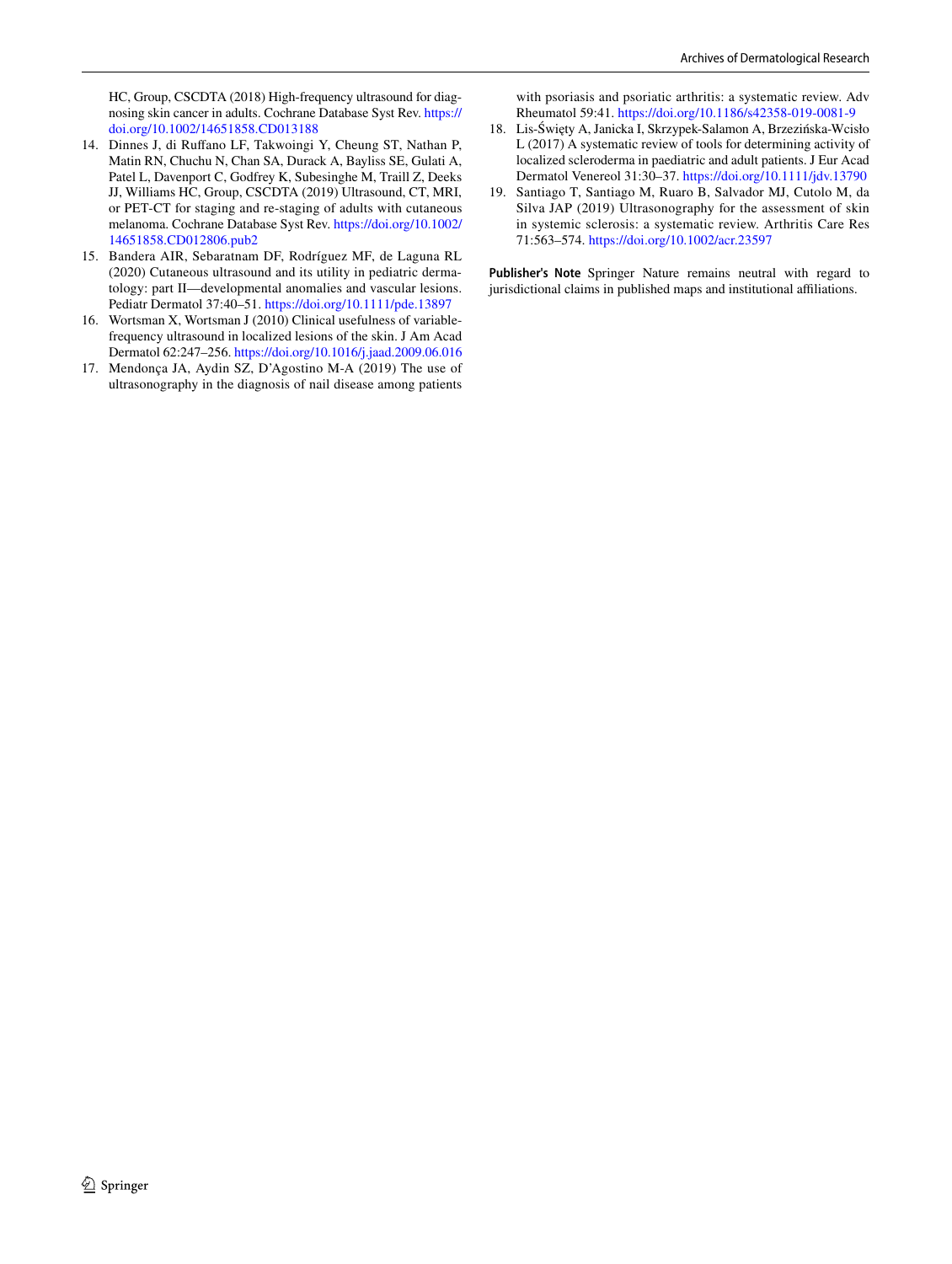HC, Group, CSCDTA (2018) High-frequency ultrasound for diagnosing skin cancer in adults. Cochrane Database Syst Rev. https://doi.org/10.1002/14651858.CD013188

14. Dinnes J, di Ruffano LF, Takwoingi Y, Cheung ST, Nathan P, Matin RN, Chuchu N, Chan SA, Durack A, Bayliss SE, Gulati A, Patel L, Davenport C, Godfrey K, Subesinghe M, Traill Z, Deeks JJ, Williams HC, Group, CSCDTA (2019) Ultrasound, CT, MRI, or PET-CT for staging and re-staging of adults with cutaneous melanoma. Cochrane Database Syst Rev. https://doi.org/10.1002/14651858.CD012806.pub2
15. Bandera AIR, Sebaratnam DF, Rodríguez MF, de Laguna RL (2020) Cutaneous ultrasound and its utility in pediatric dermatology: part II—developmental anomalies and vascular lesions. Pediatr Dermatol 37:40–51. https://doi.org/10.1111/pde.13897
16. Wortsman X, Wortsman J (2010) Clinical usefulness of variable-frequency ultrasound in localized lesions of the skin. J Am Acad Dermatol 62:247–256. https://doi.org/10.1016/j.jaad.2009.06.016
17. Mendonça JA, Aydin SZ, D'Agostino M-A (2019) The use of ultrasonography in the diagnosis of nail disease among patients with psoriasis and psoriatic arthritis: a systematic review. Adv Rheumatol 59:41. https://doi.org/10.1186/s42358-019-0081-9
18. Lis-Święty A, Janicka I, Skrzypek-Salamon A, Brzezińska-Wcisło L (2017) A systematic review of tools for determining activity of localized scleroderma in paediatric and adult patients. J Eur Acad Dermatol Venereol 31:30–37. https://doi.org/10.1111/jdv.13790
19. Santiago T, Santiago M, Ruaro B, Salvador MJ, Cutolo M, da Silva JAP (2019) Ultrasonography for the assessment of skin in systemic sclerosis: a systematic review. Arthritis Care Res 71:563–574. https://doi.org/10.1002/acr.23597

**Publisher's Note** Springer Nature remains neutral with regard to jurisdictional claims in published maps and institutional affiliations.